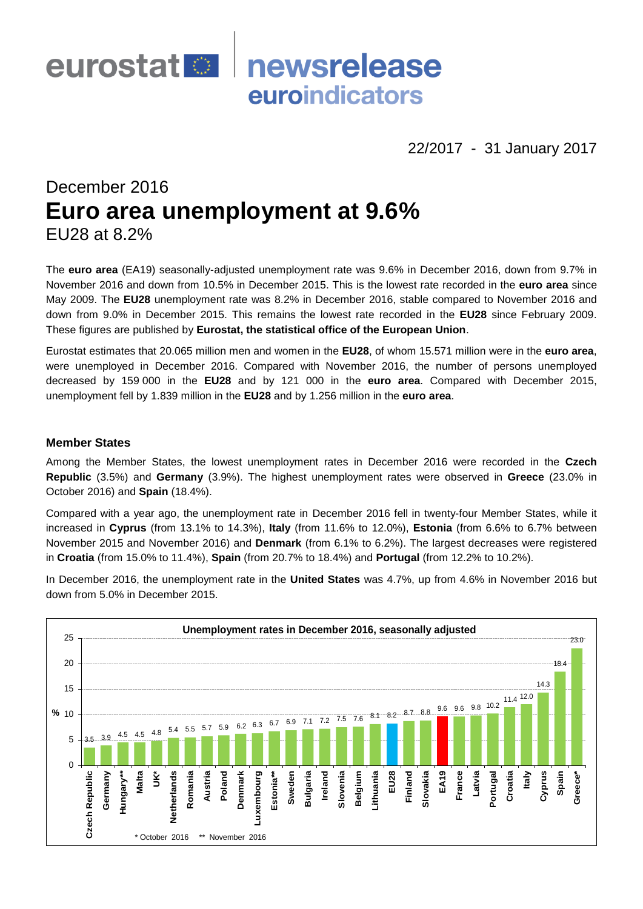eurostat newsrelease euroindicators

22/2017 - 31 January 2017

## December 2016

# Euro area unemployment at 9.6%

EU28 at 8.2%

The **euro area** (EA19) seasonally-adjusted unemployment rate was 9.6% in December 2016, down from 9.7% in November 2016 and down from 10.5% in December 2015. This is the lowest rate recorded in the **euro area** since May 2009. The **EU28** unemployment rate was 8.2% in December 2016, stable compared to November 2016 and down from 9.0% in December 2015. This remains the lowest rate recorded in the **EU28** since February 2009. These figures are published by **Eurostat, the statistical office of the European Union**.

Eurostat estimates that 20.065 million men and women in the **EU28**, of whom 15.571 million were in the **euro area**, were unemployed in December 2016. Compared with November 2016, the number of persons unemployed decreased by 159 000 in the **EU28** and by 121 000 in the **euro area**. Compared with December 2015, unemployment fell by 1.839 million in the **EU28** and by 1.256 million in the **euro area**.

### Member States

Among the Member States, the lowest unemployment rates in December 2016 were recorded in the **Czech Republic** (3.5%) and **Germany** (3.9%). The highest unemployment rates were observed in **Greece** (23.0% in October 2016) and **Spain** (18.4%).

Compared with a year ago, the unemployment rate in December 2016 fell in twenty-four Member States, while it increased in **Cyprus** (from 13.1% to 14.3%), **Italy** (from 11.6% to 12.0%), **Estonia** (from 6.6% to 6.7% between November 2015 and November 2016) and **Denmark** (from 6.1% to 6.2%). The largest decreases were registered in **Croatia** (from 15.0% to 11.4%), **Spain** (from 20.7% to 18.4%) and **Portugal** (from 12.2% to 10.2%).

In December 2016, the unemployment rate in the **United States** was 4.7%, up from 4.6% in November 2016 but down from 5.0% in December 2015.

**Unemployment rates in December 2016, seasonally adjusted**

| Country | % |
|---|---|
| Czech Republic | 3.5 |
| Germany | 3.9 |
| Hungary** | 4.5 |
| Malta | 4.5 |
| UK* | 4.8 |
| Netherlands | 5.4 |
| Romania | 5.5 |
| Austria | 5.7 |
| Poland | 5.9 |
| Denmark | 6.2 |
| Luxembourg | 6.3 |
| Estonia** | 6.7 |
| Sweden | 6.9 |
| Bulgaria | 7.1 |
| Ireland | 7.2 |
| Slovenia | 7.5 |
| Belgium | 7.6 |
| Lithuania | 8.1 |
| EU28 | 8.2 |
| Finland | 8.7 |
| Slovakia | 8.8 |
| EA19 | 9.6 |
| France | 9.6 |
| Latvia | 9.8 |
| Portugal | 10.2 |
| Croatia | 11.4 |
| Italy | 12.0 |
| Cyprus | 14.3 |
| Spain | 18.4 |
| Greece* | 23.0 |

\* October 2016 ** November 2016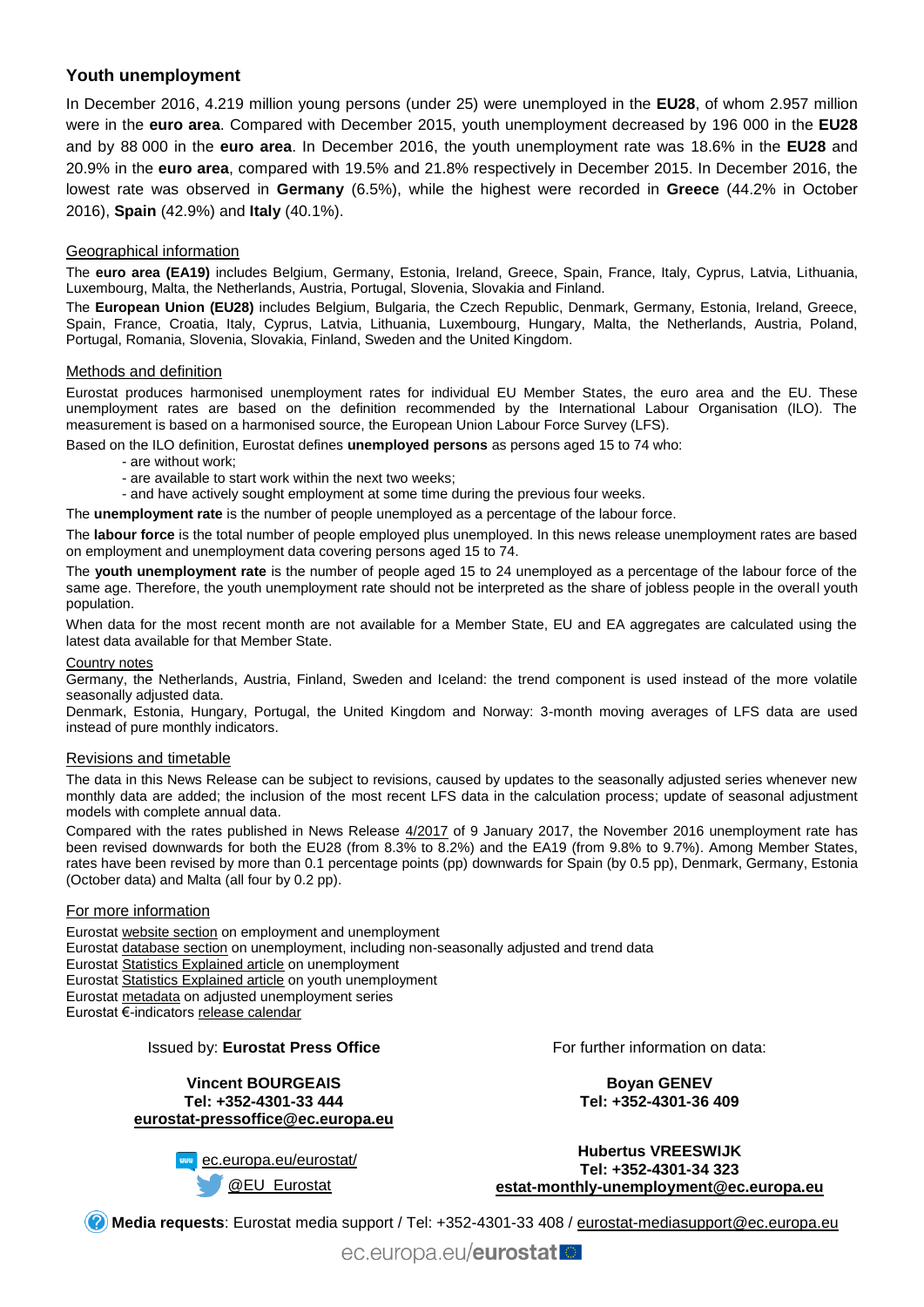## Youth unemployment

In December 2016, 4.219 million young persons (under 25) were unemployed in the **EU28**, of whom 2.957 million were in the **euro area**. Compared with December 2015, youth unemployment decreased by 196 000 in the **EU28** and by 88 000 in the **euro area**. In December 2016, the youth unemployment rate was 18.6% in the **EU28** and 20.9% in the **euro area**, compared with 19.5% and 21.8% respectively in December 2015. In December 2016, the lowest rate was observed in **Germany** (6.5%), while the highest were recorded in **Greece** (44.2% in October 2016), **Spain** (42.9%) and **Italy** (40.1%).

### Geographical information

The **euro area (EA19)** includes Belgium, Germany, Estonia, Ireland, Greece, Spain, France, Italy, Cyprus, Latvia, Lithuania, Luxembourg, Malta, the Netherlands, Austria, Portugal, Slovenia, Slovakia and Finland.

The **European Union (EU28)** includes Belgium, Bulgaria, the Czech Republic, Denmark, Germany, Estonia, Ireland, Greece, Spain, France, Croatia, Italy, Cyprus, Latvia, Lithuania, Luxembourg, Hungary, Malta, the Netherlands, Austria, Poland, Portugal, Romania, Slovenia, Slovakia, Finland, Sweden and the United Kingdom.

### Methods and definition

Eurostat produces harmonised unemployment rates for individual EU Member States, the euro area and the EU. These unemployment rates are based on the definition recommended by the International Labour Organisation (ILO). The measurement is based on a harmonised source, the European Union Labour Force Survey (LFS).

Based on the ILO definition, Eurostat defines **unemployed persons** as persons aged 15 to 74 who:

- are without work;
- are available to start work within the next two weeks;
- and have actively sought employment at some time during the previous four weeks.

The **unemployment rate** is the number of people unemployed as a percentage of the labour force.

The **labour force** is the total number of people employed plus unemployed. In this news release unemployment rates are based on employment and unemployment data covering persons aged 15 to 74.

The **youth unemployment rate** is the number of people aged 15 to 24 unemployed as a percentage of the labour force of the same age. Therefore, the youth unemployment rate should not be interpreted as the share of jobless people in the overall youth population.

When data for the most recent month are not available for a Member State, EU and EA aggregates are calculated using the latest data available for that Member State.

#### Country notes

Germany, the Netherlands, Austria, Finland, Sweden and Iceland: the trend component is used instead of the more volatile seasonally adjusted data.

Denmark, Estonia, Hungary, Portugal, the United Kingdom and Norway: 3-month moving averages of LFS data are used instead of pure monthly indicators.

### Revisions and timetable

The data in this News Release can be subject to revisions, caused by updates to the seasonally adjusted series whenever new monthly data are added; the inclusion of the most recent LFS data in the calculation process; update of seasonal adjustment models with complete annual data.

Compared with the rates published in News Release 4/2017 of 9 January 2017, the November 2016 unemployment rate has been revised downwards for both the EU28 (from 8.3% to 8.2%) and the EA19 (from 9.8% to 9.7%). Among Member States, rates have been revised by more than 0.1 percentage points (pp) downwards for Spain (by 0.5 pp), Denmark, Germany, Estonia (October data) and Malta (all four by 0.2 pp).

### For more information

Eurostat website section on employment and unemployment
Eurostat database section on unemployment, including non-seasonally adjusted and trend data
Eurostat Statistics Explained article on unemployment
Eurostat Statistics Explained article on youth unemployment
Eurostat metadata on adjusted unemployment series
Eurostat €-indicators release calendar

Issued by: **Eurostat Press Office**

**Vincent BOURGEAIS**
**Tel: +352-4301-33 444**
**eurostat-pressoffice@ec.europa.eu**

ec.europa.eu/eurostat/
@EU_Eurostat

For further information on data:

**Boyan GENEV**
**Tel: +352-4301-36 409**

**Hubertus VREESWIJK**
**Tel: +352-4301-34 323**
**estat-monthly-unemployment@ec.europa.eu**

**Media requests**: Eurostat media support / Tel: +352-4301-33 408 / eurostat-mediasupport@ec.europa.eu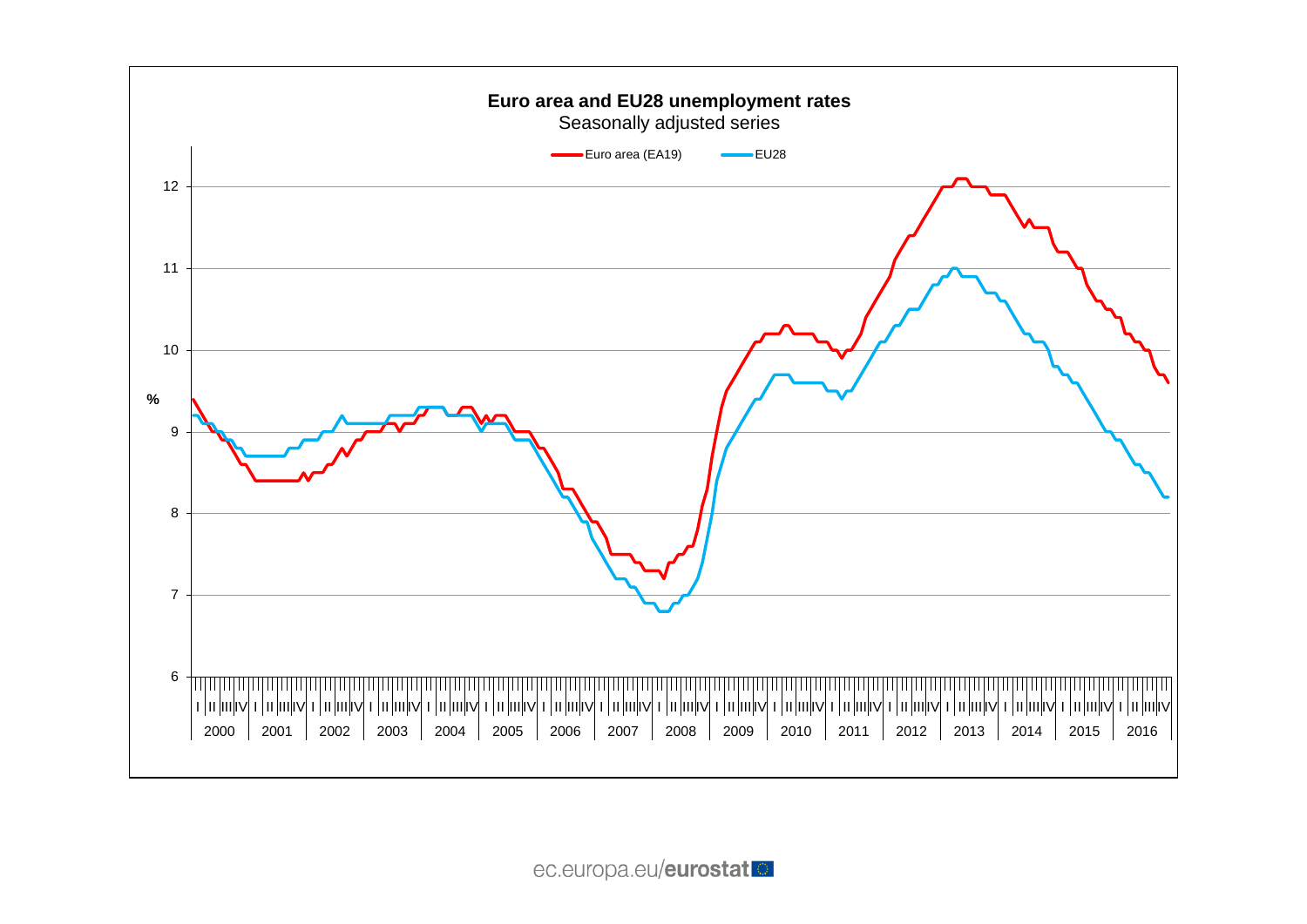**Euro area and EU28 unemployment rates**

Seasonally adjusted series

Euro area (EA19) — EU28

%

12
11
10
9
8
7
6

I II III IV

2000 2001 2002 2003 2004 2005 2006 2007 2008 2009 2010 2011 2012 2013 2014 2015 2016

ec.europa.eu/**eurostat**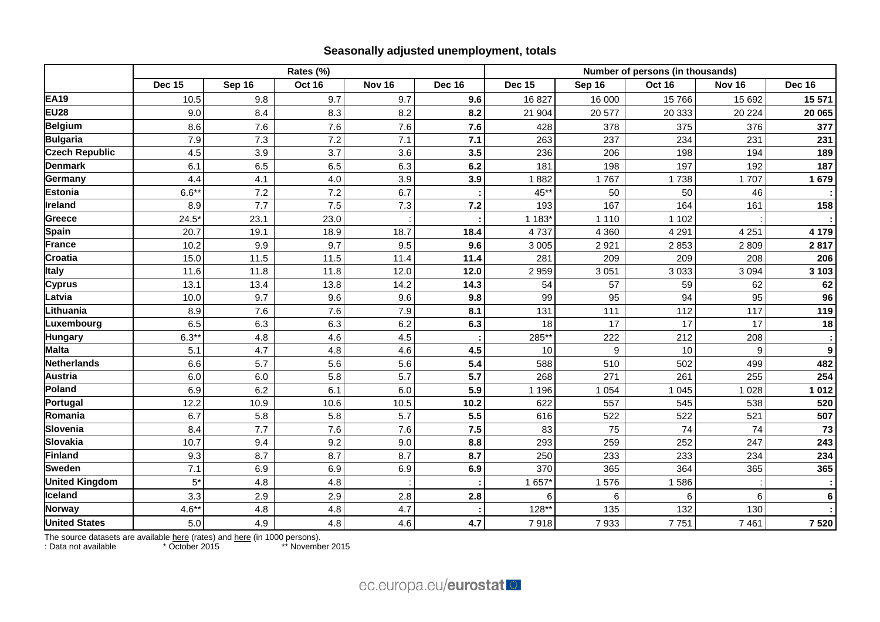## Seasonally adjusted unemployment, totals

| | Rates (%) | | | | | Number of persons (in thousands) | | | | |
|---|---|---|---|---|---|---|---|---|---|---|
| | Dec 15 | Sep 16 | Oct 16 | Nov 16 | Dec 16 | Dec 15 | Sep 16 | Oct 16 | Nov 16 | Dec 16 |
| **EA19** | 10.5 | 9.8 | 9.7 | 9.7 | **9.6** | 16 827 | 16 000 | 15 766 | 15 692 | **15 571** |
| **EU28** | 9.0 | 8.4 | 8.3 | 8.2 | **8.2** | 21 904 | 20 577 | 20 333 | 20 224 | **20 065** |
| **Belgium** | 8.6 | 7.6 | 7.6 | 7.6 | **7.6** | 428 | 378 | 375 | 376 | **377** |
| **Bulgaria** | 7.9 | 7.3 | 7.2 | 7.1 | **7.1** | 263 | 237 | 234 | 231 | **231** |
| **Czech Republic** | 4.5 | 3.9 | 3.7 | 3.6 | **3.5** | 236 | 206 | 198 | 194 | **189** |
| **Denmark** | 6.1 | 6.5 | 6.5 | 6.3 | **6.2** | 181 | 198 | 197 | 192 | **187** |
| **Germany** | 4.4 | 4.1 | 4.0 | 3.9 | **3.9** | 1 882 | 1 767 | 1 738 | 1 707 | **1 679** |
| **Estonia** | 6.6** | 7.2 | 7.2 | 6.7 | **:** | 45** | 50 | 50 | 46 | **:** |
| **Ireland** | 8.9 | 7.7 | 7.5 | 7.3 | **7.2** | 193 | 167 | 164 | 161 | **158** |
| **Greece** | 24.5* | 23.1 | 23.0 | : | **:** | 1 183* | 1 110 | 1 102 | : | **:** |
| **Spain** | 20.7 | 19.1 | 18.9 | 18.7 | **18.4** | 4 737 | 4 360 | 4 291 | 4 251 | **4 179** |
| **France** | 10.2 | 9.9 | 9.7 | 9.5 | **9.6** | 3 005 | 2 921 | 2 853 | 2 809 | **2 817** |
| **Croatia** | 15.0 | 11.5 | 11.5 | 11.4 | **11.4** | 281 | 209 | 209 | 208 | **206** |
| **Italy** | 11.6 | 11.8 | 11.8 | 12.0 | **12.0** | 2 959 | 3 051 | 3 033 | 3 094 | **3 103** |
| **Cyprus** | 13.1 | 13.4 | 13.8 | 14.2 | **14.3** | 54 | 57 | 59 | 62 | **62** |
| **Latvia** | 10.0 | 9.7 | 9.6 | 9.6 | **9.8** | 99 | 95 | 94 | 95 | **96** |
| **Lithuania** | 8.9 | 7.6 | 7.6 | 7.9 | **8.1** | 131 | 111 | 112 | 117 | **119** |
| **Luxembourg** | 6.5 | 6.3 | 6.3 | 6.2 | **6.3** | 18 | 17 | 17 | 17 | **18** |
| **Hungary** | 6.3** | 4.8 | 4.6 | 4.5 | **:** | 285** | 222 | 212 | 208 | **:** |
| **Malta** | 5.1 | 4.7 | 4.8 | 4.6 | **4.5** | 10 | 9 | 10 | 9 | **9** |
| **Netherlands** | 6.6 | 5.7 | 5.6 | 5.6 | **5.4** | 588 | 510 | 502 | 499 | **482** |
| **Austria** | 6.0 | 6.0 | 5.8 | 5.7 | **5.7** | 268 | 271 | 261 | 255 | **254** |
| **Poland** | 6.9 | 6.2 | 6.1 | 6.0 | **5.9** | 1 196 | 1 054 | 1 045 | 1 028 | **1 012** |
| **Portugal** | 12.2 | 10.9 | 10.6 | 10.5 | **10.2** | 622 | 557 | 545 | 538 | **520** |
| **Romania** | 6.7 | 5.8 | 5.8 | 5.7 | **5.5** | 616 | 522 | 522 | 521 | **507** |
| **Slovenia** | 8.4 | 7.7 | 7.6 | 7.6 | **7.5** | 83 | 75 | 74 | 74 | **73** |
| **Slovakia** | 10.7 | 9.4 | 9.2 | 9.0 | **8.8** | 293 | 259 | 252 | 247 | **243** |
| **Finland** | 9.3 | 8.7 | 8.7 | 8.7 | **8.7** | 250 | 233 | 233 | 234 | **234** |
| **Sweden** | 7.1 | 6.9 | 6.9 | 6.9 | **6.9** | 370 | 365 | 364 | 365 | **365** |
| **United Kingdom** | 5* | 4.8 | 4.8 | : | **:** | 1 657* | 1 576 | 1 586 | : | **:** |
| **Iceland** | 3.3 | 2.9 | 2.9 | 2.8 | **2.8** | 6 | 6 | 6 | 6 | **6** |
| **Norway** | 4.6** | 4.8 | 4.8 | 4.7 | **:** | 128** | 135 | 132 | 130 | **:** |
| **United States** | 5.0 | 4.9 | 4.8 | 4.6 | **4.7** | 7 918 | 7 933 | 7 751 | 7 461 | **7 520** |

The source datasets are available here (rates) and here (in 1000 persons).

: Data not available * October 2015 ** November 2015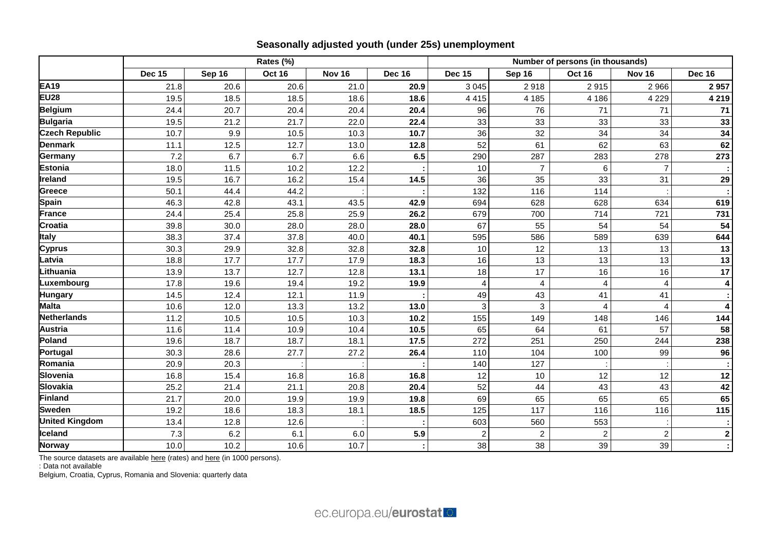## Seasonally adjusted youth (under 25s) unemployment

| | Rates (%) | | | | | Number of persons (in thousands) | | | | |
|---|---|---|---|---|---|---|---|---|---|---|
| | Dec 15 | Sep 16 | Oct 16 | Nov 16 | Dec 16 | Dec 15 | Sep 16 | Oct 16 | Nov 16 | Dec 16 |
| **EA19** | 21.8 | 20.6 | 20.6 | 21.0 | **20.9** | 3 045 | 2 918 | 2 915 | 2 966 | **2 957** |
| **EU28** | 19.5 | 18.5 | 18.5 | 18.6 | **18.6** | 4 415 | 4 185 | 4 186 | 4 229 | **4 219** |
| **Belgium** | 24.4 | 20.7 | 20.4 | 20.4 | **20.4** | 96 | 76 | 71 | 71 | **71** |
| **Bulgaria** | 19.5 | 21.2 | 21.7 | 22.0 | **22.4** | 33 | 33 | 33 | 33 | **33** |
| **Czech Republic** | 10.7 | 9.9 | 10.5 | 10.3 | **10.7** | 36 | 32 | 34 | 34 | **34** |
| **Denmark** | 11.1 | 12.5 | 12.7 | 13.0 | **12.8** | 52 | 61 | 62 | 63 | **62** |
| **Germany** | 7.2 | 6.7 | 6.7 | 6.6 | **6.5** | 290 | 287 | 283 | 278 | **273** |
| **Estonia** | 18.0 | 11.5 | 10.2 | 12.2 | **:** | 10 | 7 | 6 | 7 | **:** |
| **Ireland** | 19.5 | 16.7 | 16.2 | 15.4 | **14.5** | 36 | 35 | 33 | 31 | **29** |
| **Greece** | 50.1 | 44.4 | 44.2 | : | **:** | 132 | 116 | 114 | : | **:** |
| **Spain** | 46.3 | 42.8 | 43.1 | 43.5 | **42.9** | 694 | 628 | 628 | 634 | **619** |
| **France** | 24.4 | 25.4 | 25.8 | 25.9 | **26.2** | 679 | 700 | 714 | 721 | **731** |
| **Croatia** | 39.8 | 30.0 | 28.0 | 28.0 | **28.0** | 67 | 55 | 54 | 54 | **54** |
| **Italy** | 38.3 | 37.4 | 37.8 | 40.0 | **40.1** | 595 | 586 | 589 | 639 | **644** |
| **Cyprus** | 30.3 | 29.9 | 32.8 | 32.8 | **32.8** | 10 | 12 | 13 | 13 | **13** |
| **Latvia** | 18.8 | 17.7 | 17.7 | 17.9 | **18.3** | 16 | 13 | 13 | 13 | **13** |
| **Lithuania** | 13.9 | 13.7 | 12.7 | 12.8 | **13.1** | 18 | 17 | 16 | 16 | **17** |
| **Luxembourg** | 17.8 | 19.6 | 19.4 | 19.2 | **19.9** | 4 | 4 | 4 | 4 | **4** |
| **Hungary** | 14.5 | 12.4 | 12.1 | 11.9 | **:** | 49 | 43 | 41 | 41 | **:** |
| **Malta** | 10.6 | 12.0 | 13.3 | 13.2 | **13.0** | 3 | 3 | 4 | 4 | **4** |
| **Netherlands** | 11.2 | 10.5 | 10.5 | 10.3 | **10.2** | 155 | 149 | 148 | 146 | **144** |
| **Austria** | 11.6 | 11.4 | 10.9 | 10.4 | **10.5** | 65 | 64 | 61 | 57 | **58** |
| **Poland** | 19.6 | 18.7 | 18.7 | 18.1 | **17.5** | 272 | 251 | 250 | 244 | **238** |
| **Portugal** | 30.3 | 28.6 | 27.7 | 27.2 | **26.4** | 110 | 104 | 100 | 99 | **96** |
| **Romania** | 20.9 | 20.3 | : | : | **:** | 140 | 127 | : | : | **:** |
| **Slovenia** | 16.8 | 15.4 | 16.8 | 16.8 | **16.8** | 12 | 10 | 12 | 12 | **12** |
| **Slovakia** | 25.2 | 21.4 | 21.1 | 20.8 | **20.4** | 52 | 44 | 43 | 43 | **42** |
| **Finland** | 21.7 | 20.0 | 19.9 | 19.9 | **19.8** | 69 | 65 | 65 | 65 | **65** |
| **Sweden** | 19.2 | 18.6 | 18.3 | 18.1 | **18.5** | 125 | 117 | 116 | 116 | **115** |
| **United Kingdom** | 13.4 | 12.8 | 12.6 | : | **:** | 603 | 560 | 553 | : | **:** |
| **Iceland** | 7.3 | 6.2 | 6.1 | 6.0 | **5.9** | 2 | 2 | 2 | 2 | **2** |
| **Norway** | 10.0 | 10.2 | 10.6 | 10.7 | **:** | 38 | 38 | 39 | 39 | **:** |

The source datasets are available here (rates) and here (in 1000 persons).

: Data not available

Belgium, Croatia, Cyprus, Romania and Slovenia: quarterly data

ec.europa.eu/eurostat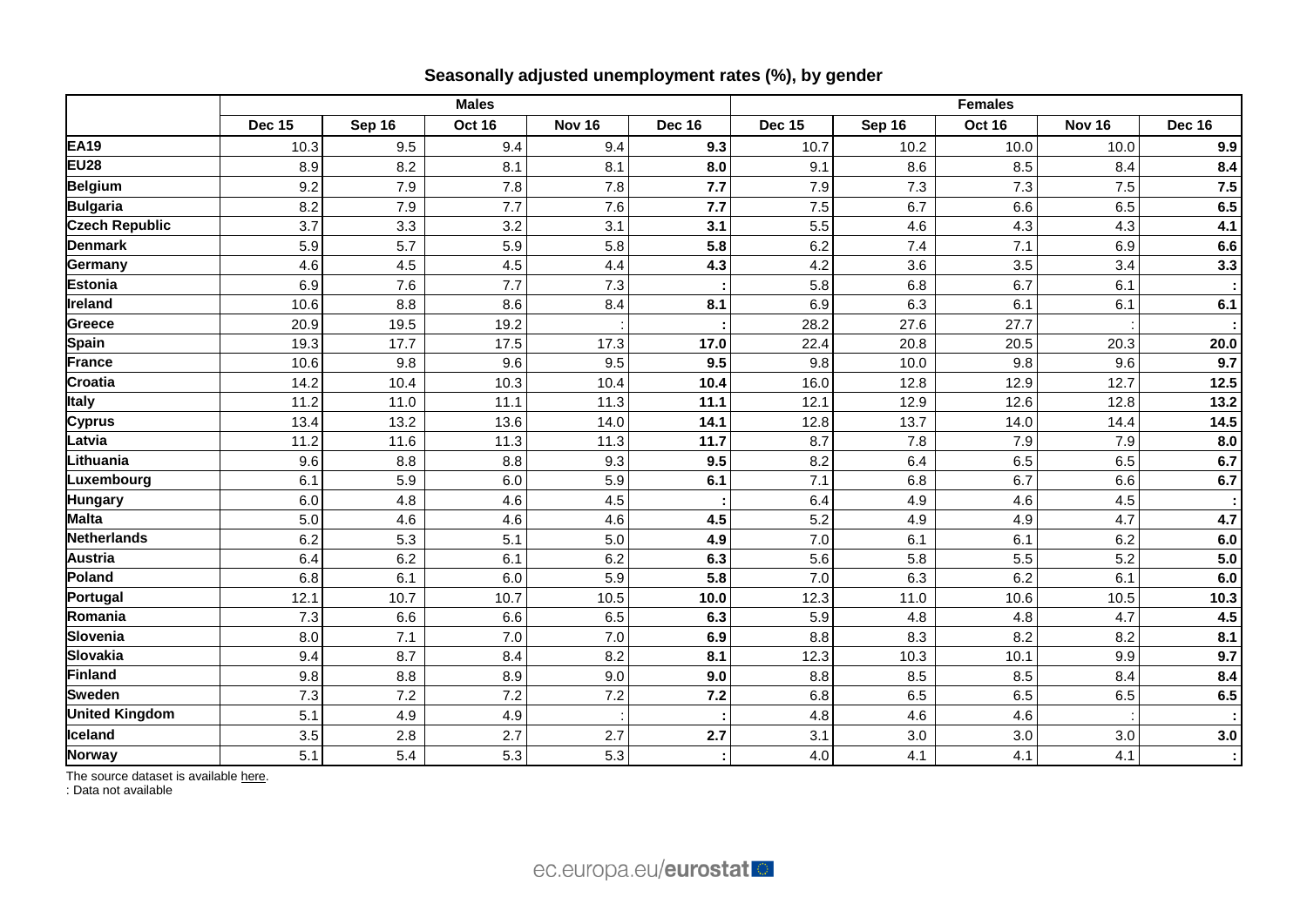## Seasonally adjusted unemployment rates (%), by gender

| | Males | | | | | Females | | | | |
|---|---|---|---|---|---|---|---|---|---|---|
| | Dec 15 | Sep 16 | Oct 16 | Nov 16 | Dec 16 | Dec 15 | Sep 16 | Oct 16 | Nov 16 | Dec 16 |
| **EA19** | 10.3 | 9.5 | 9.4 | 9.4 | **9.3** | 10.7 | 10.2 | 10.0 | 10.0 | **9.9** |
| **EU28** | 8.9 | 8.2 | 8.1 | 8.1 | **8.0** | 9.1 | 8.6 | 8.5 | 8.4 | **8.4** |
| **Belgium** | 9.2 | 7.9 | 7.8 | 7.8 | **7.7** | 7.9 | 7.3 | 7.3 | 7.5 | **7.5** |
| **Bulgaria** | 8.2 | 7.9 | 7.7 | 7.6 | **7.7** | 7.5 | 6.7 | 6.6 | 6.5 | **6.5** |
| **Czech Republic** | 3.7 | 3.3 | 3.2 | 3.1 | **3.1** | 5.5 | 4.6 | 4.3 | 4.3 | **4.1** |
| **Denmark** | 5.9 | 5.7 | 5.9 | 5.8 | **5.8** | 6.2 | 7.4 | 7.1 | 6.9 | **6.6** |
| **Germany** | 4.6 | 4.5 | 4.5 | 4.4 | **4.3** | 4.2 | 3.6 | 3.5 | 3.4 | **3.3** |
| **Estonia** | 6.9 | 7.6 | 7.7 | 7.3 | **:** | 5.8 | 6.8 | 6.7 | 6.1 | **:** |
| **Ireland** | 10.6 | 8.8 | 8.6 | 8.4 | **8.1** | 6.9 | 6.3 | 6.1 | 6.1 | **6.1** |
| **Greece** | 20.9 | 19.5 | 19.2 | : | **:** | 28.2 | 27.6 | 27.7 | : | **:** |
| **Spain** | 19.3 | 17.7 | 17.5 | 17.3 | **17.0** | 22.4 | 20.8 | 20.5 | 20.3 | **20.0** |
| **France** | 10.6 | 9.8 | 9.6 | 9.5 | **9.5** | 9.8 | 10.0 | 9.8 | 9.6 | **9.7** |
| **Croatia** | 14.2 | 10.4 | 10.3 | 10.4 | **10.4** | 16.0 | 12.8 | 12.9 | 12.7 | **12.5** |
| **Italy** | 11.2 | 11.0 | 11.1 | 11.3 | **11.1** | 12.1 | 12.9 | 12.6 | 12.8 | **13.2** |
| **Cyprus** | 13.4 | 13.2 | 13.6 | 14.0 | **14.1** | 12.8 | 13.7 | 14.0 | 14.4 | **14.5** |
| **Latvia** | 11.2 | 11.6 | 11.3 | 11.3 | **11.7** | 8.7 | 7.8 | 7.9 | 7.9 | **8.0** |
| **Lithuania** | 9.6 | 8.8 | 8.8 | 9.3 | **9.5** | 8.2 | 6.4 | 6.5 | 6.5 | **6.7** |
| **Luxembourg** | 6.1 | 5.9 | 6.0 | 5.9 | **6.1** | 7.1 | 6.8 | 6.7 | 6.6 | **6.7** |
| **Hungary** | 6.0 | 4.8 | 4.6 | 4.5 | **:** | 6.4 | 4.9 | 4.6 | 4.5 | **:** |
| **Malta** | 5.0 | 4.6 | 4.6 | 4.6 | **4.5** | 5.2 | 4.9 | 4.9 | 4.7 | **4.7** |
| **Netherlands** | 6.2 | 5.3 | 5.1 | 5.0 | **4.9** | 7.0 | 6.1 | 6.1 | 6.2 | **6.0** |
| **Austria** | 6.4 | 6.2 | 6.1 | 6.2 | **6.3** | 5.6 | 5.8 | 5.5 | 5.2 | **5.0** |
| **Poland** | 6.8 | 6.1 | 6.0 | 5.9 | **5.8** | 7.0 | 6.3 | 6.2 | 6.1 | **6.0** |
| **Portugal** | 12.1 | 10.7 | 10.7 | 10.5 | **10.0** | 12.3 | 11.0 | 10.6 | 10.5 | **10.3** |
| **Romania** | 7.3 | 6.6 | 6.6 | 6.5 | **6.3** | 5.9 | 4.8 | 4.8 | 4.7 | **4.5** |
| **Slovenia** | 8.0 | 7.1 | 7.0 | 7.0 | **6.9** | 8.8 | 8.3 | 8.2 | 8.2 | **8.1** |
| **Slovakia** | 9.4 | 8.7 | 8.4 | 8.2 | **8.1** | 12.3 | 10.3 | 10.1 | 9.9 | **9.7** |
| **Finland** | 9.8 | 8.8 | 8.9 | 9.0 | **9.0** | 8.8 | 8.5 | 8.5 | 8.4 | **8.4** |
| **Sweden** | 7.3 | 7.2 | 7.2 | 7.2 | **7.2** | 6.8 | 6.5 | 6.5 | 6.5 | **6.5** |
| **United Kingdom** | 5.1 | 4.9 | 4.9 | : | **:** | 4.8 | 4.6 | 4.6 | : | **:** |
| **Iceland** | 3.5 | 2.8 | 2.7 | 2.7 | **2.7** | 3.1 | 3.0 | 3.0 | 3.0 | **3.0** |
| **Norway** | 5.1 | 5.4 | 5.3 | 5.3 | **:** | 4.0 | 4.1 | 4.1 | 4.1 | **:** |

The source dataset is available here.

: Data not available